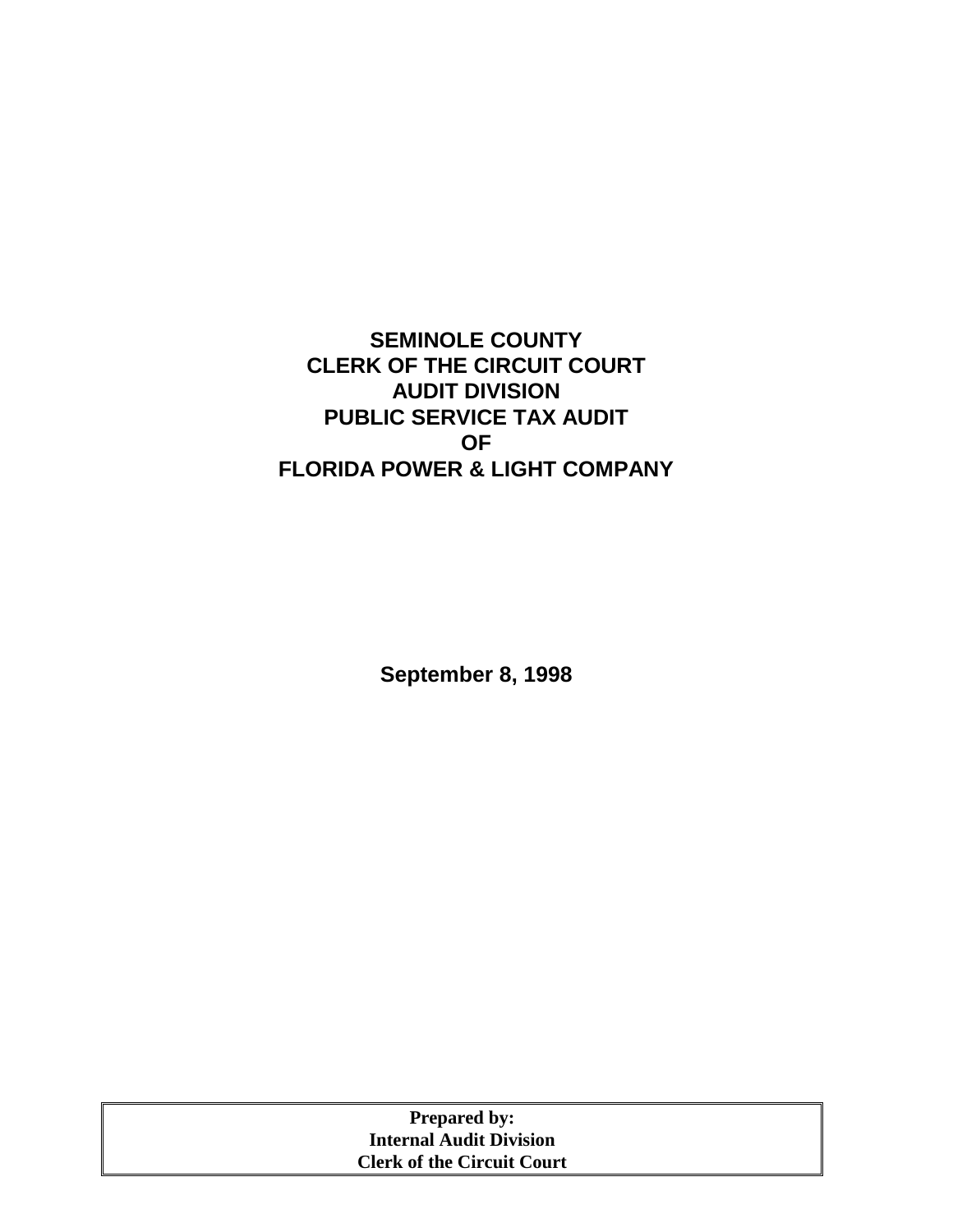# SEMINOLE COUNTY
# CLERK OF THE CIRCUIT COURT
# AUDIT DIVISION
# PUBLIC SERVICE TAX AUDIT
# OF
# FLORIDA POWER & LIGHT COMPANY

**September 8, 1998**

**Prepared by:**
**Internal Audit Division**
**Clerk of the Circuit Court**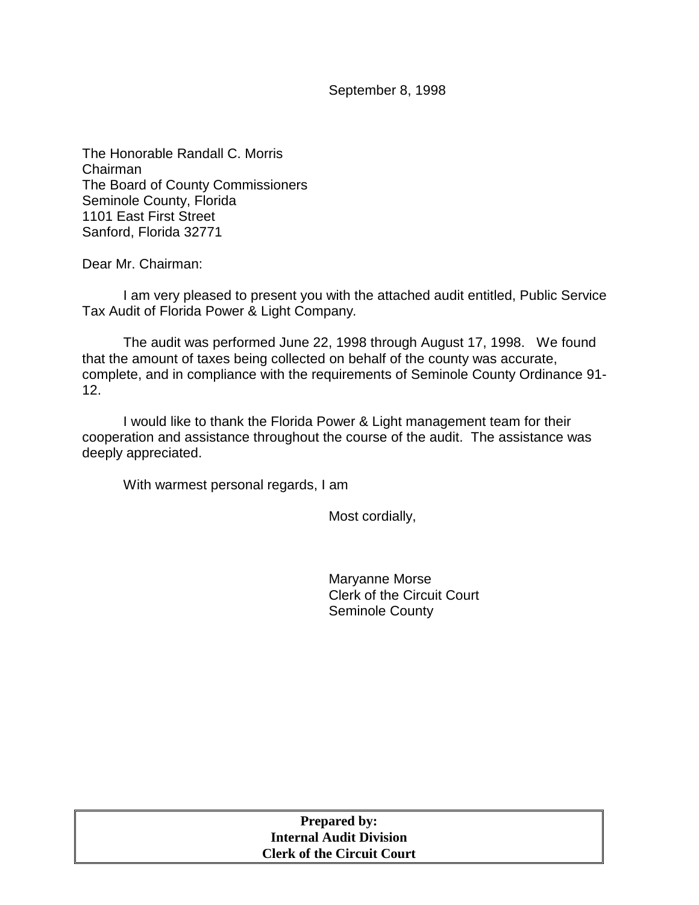September 8, 1998

The Honorable Randall C. Morris
Chairman
The Board of County Commissioners
Seminole County, Florida
1101 East First Street
Sanford, Florida 32771

Dear Mr. Chairman:

I am very pleased to present you with the attached audit entitled, Public Service Tax Audit of Florida Power & Light Company.

The audit was performed June 22, 1998 through August 17, 1998. We found that the amount of taxes being collected on behalf of the county was accurate, complete, and in compliance with the requirements of Seminole County Ordinance 91-12.

I would like to thank the Florida Power & Light management team for their cooperation and assistance throughout the course of the audit. The assistance was deeply appreciated.

With warmest personal regards, I am

Most cordially,

Maryanne Morse
Clerk of the Circuit Court
Seminole County

**Prepared by:**
**Internal Audit Division**
**Clerk of the Circuit Court**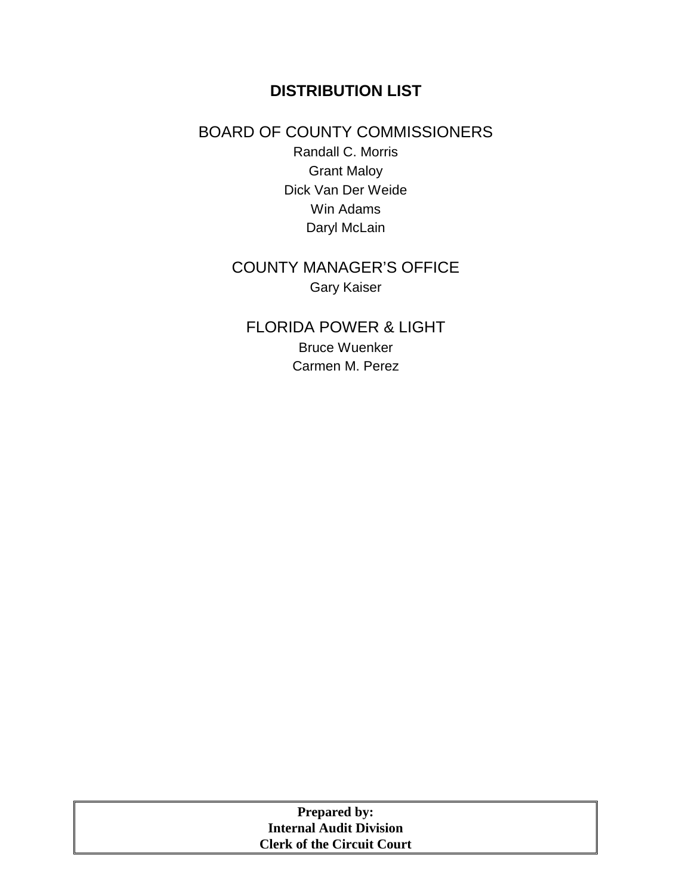# DISTRIBUTION LIST

## BOARD OF COUNTY COMMISSIONERS

Randall C. Morris

Grant Maloy

Dick Van Der Weide

Win Adams

Daryl McLain

## COUNTY MANAGER'S OFFICE

Gary Kaiser

## FLORIDA POWER & LIGHT

Bruce Wuenker

Carmen M. Perez

**Prepared by:**
**Internal Audit Division**
**Clerk of the Circuit Court**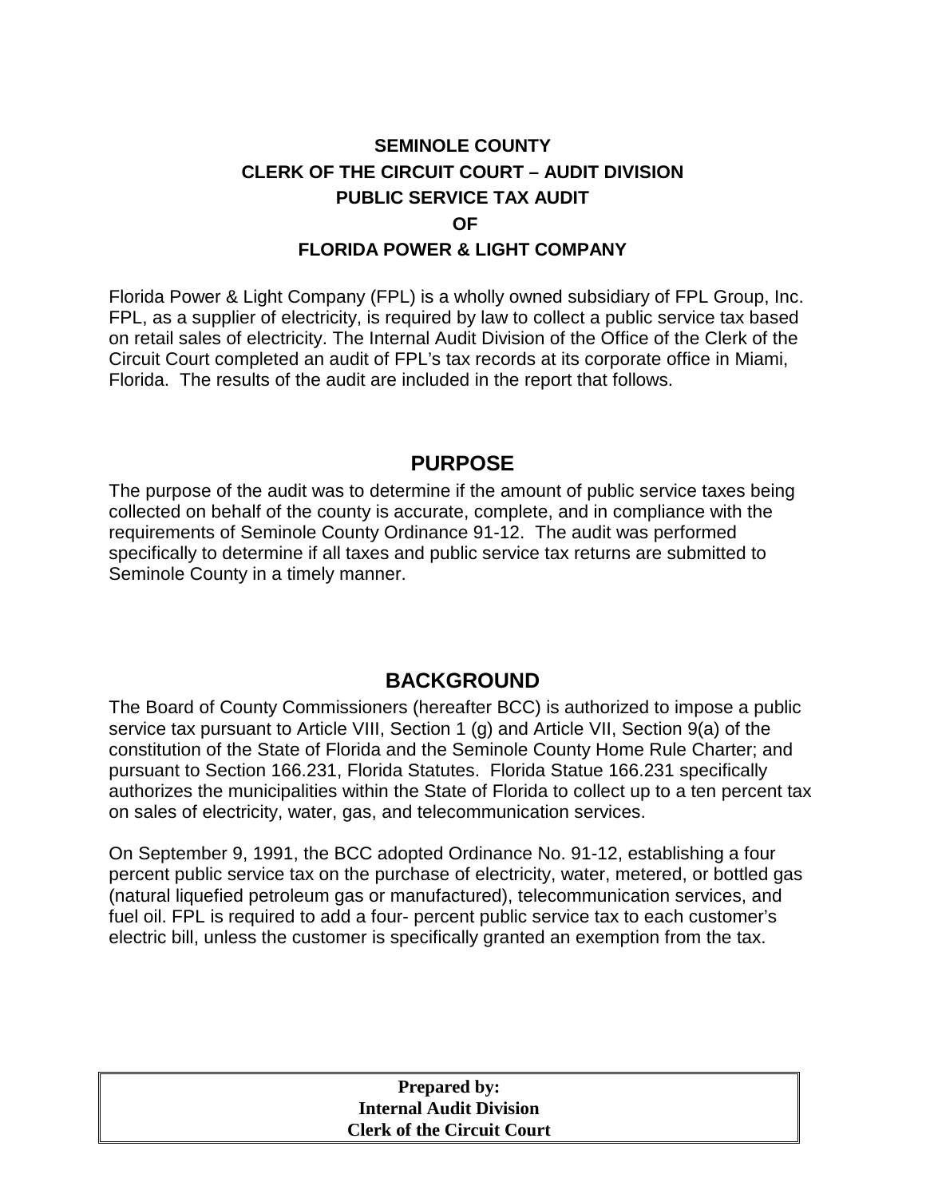# SEMINOLE COUNTY
# CLERK OF THE CIRCUIT COURT – AUDIT DIVISION
# PUBLIC SERVICE TAX AUDIT
# OF
# FLORIDA POWER & LIGHT COMPANY

Florida Power & Light Company (FPL) is a wholly owned subsidiary of FPL Group, Inc. FPL, as a supplier of electricity, is required by law to collect a public service tax based on retail sales of electricity. The Internal Audit Division of the Office of the Clerk of the Circuit Court completed an audit of FPL's tax records at its corporate office in Miami, Florida. The results of the audit are included in the report that follows.

## PURPOSE

The purpose of the audit was to determine if the amount of public service taxes being collected on behalf of the county is accurate, complete, and in compliance with the requirements of Seminole County Ordinance 91-12. The audit was performed specifically to determine if all taxes and public service tax returns are submitted to Seminole County in a timely manner.

## BACKGROUND

The Board of County Commissioners (hereafter BCC) is authorized to impose a public service tax pursuant to Article VIII, Section 1 (g) and Article VII, Section 9(a) of the constitution of the State of Florida and the Seminole County Home Rule Charter; and pursuant to Section 166.231, Florida Statutes. Florida Statue 166.231 specifically authorizes the municipalities within the State of Florida to collect up to a ten percent tax on sales of electricity, water, gas, and telecommunication services.

On September 9, 1991, the BCC adopted Ordinance No. 91-12, establishing a four percent public service tax on the purchase of electricity, water, metered, or bottled gas (natural liquefied petroleum gas or manufactured), telecommunication services, and fuel oil. FPL is required to add a four- percent public service tax to each customer's electric bill, unless the customer is specifically granted an exemption from the tax.

**Prepared by:**
**Internal Audit Division**
**Clerk of the Circuit Court**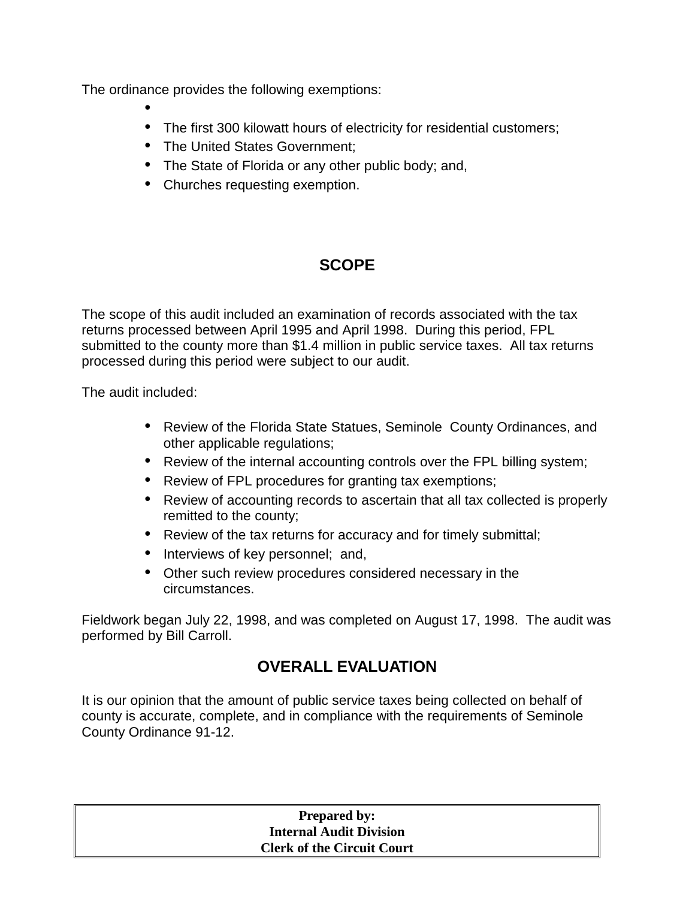The ordinance provides the following exemptions:

- 
- The first 300 kilowatt hours of electricity for residential customers;
- The United States Government;
- The State of Florida or any other public body; and,
- Churches requesting exemption.

## SCOPE

The scope of this audit included an examination of records associated with the tax returns processed between April 1995 and April 1998. During this period, FPL submitted to the county more than $1.4 million in public service taxes. All tax returns processed during this period were subject to our audit.

The audit included:

- Review of the Florida State Statues, Seminole County Ordinances, and other applicable regulations;
- Review of the internal accounting controls over the FPL billing system;
- Review of FPL procedures for granting tax exemptions;
- Review of accounting records to ascertain that all tax collected is properly remitted to the county;
- Review of the tax returns for accuracy and for timely submittal;
- Interviews of key personnel; and,
- Other such review procedures considered necessary in the circumstances.

Fieldwork began July 22, 1998, and was completed on August 17, 1998. The audit was performed by Bill Carroll.

## OVERALL EVALUATION

It is our opinion that the amount of public service taxes being collected on behalf of county is accurate, complete, and in compliance with the requirements of Seminole County Ordinance 91-12.

**Prepared by:**
**Internal Audit Division**
**Clerk of the Circuit Court**